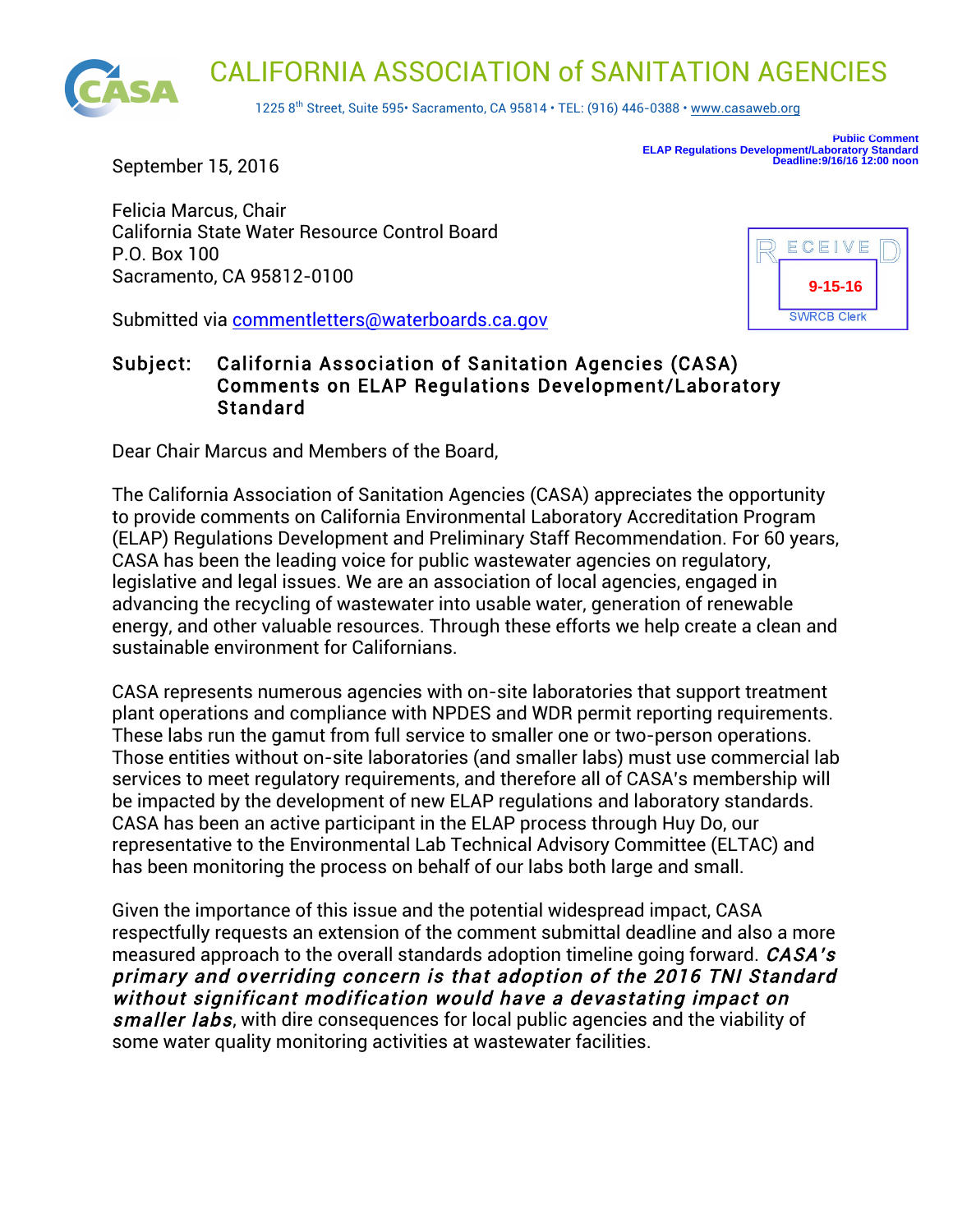# CALIFORNIA ASSOCIATION of SANITATION AGENCIES

1225 8th Street, Suite 595• Sacramento, CA 95814 • TEL: (916) 446-0388 • www.casaweb.org

**Public Comment**
**ELAP Regulations Development/Laboratory Standard**
**Deadline:9/16/16 12:00 noon**

September 15, 2016

RECEIVED
9-15-16
SWRCB Clerk

Felicia Marcus, Chair
California State Water Resource Control Board
P.O. Box 100
Sacramento, CA 95812-0100

Submitted via commentletters@waterboards.ca.gov

**Subject: California Association of Sanitation Agencies (CASA) Comments on ELAP Regulations Development/Laboratory Standard**

Dear Chair Marcus and Members of the Board,

The California Association of Sanitation Agencies (CASA) appreciates the opportunity to provide comments on California Environmental Laboratory Accreditation Program (ELAP) Regulations Development and Preliminary Staff Recommendation. For 60 years, CASA has been the leading voice for public wastewater agencies on regulatory, legislative and legal issues. We are an association of local agencies, engaged in advancing the recycling of wastewater into usable water, generation of renewable energy, and other valuable resources. Through these efforts we help create a clean and sustainable environment for Californians.

CASA represents numerous agencies with on-site laboratories that support treatment plant operations and compliance with NPDES and WDR permit reporting requirements. These labs run the gamut from full service to smaller one or two-person operations. Those entities without on-site laboratories (and smaller labs) must use commercial lab services to meet regulatory requirements, and therefore all of CASA's membership will be impacted by the development of new ELAP regulations and laboratory standards. CASA has been an active participant in the ELAP process through Huy Do, our representative to the Environmental Lab Technical Advisory Committee (ELTAC) and has been monitoring the process on behalf of our labs both large and small.

Given the importance of this issue and the potential widespread impact, CASA respectfully requests an extension of the comment submittal deadline and also a more measured approach to the overall standards adoption timeline going forward. ***CASA's primary and overriding concern is that adoption of the 2016 TNI Standard without significant modification would have a devastating impact on smaller labs***, with dire consequences for local public agencies and the viability of some water quality monitoring activities at wastewater facilities.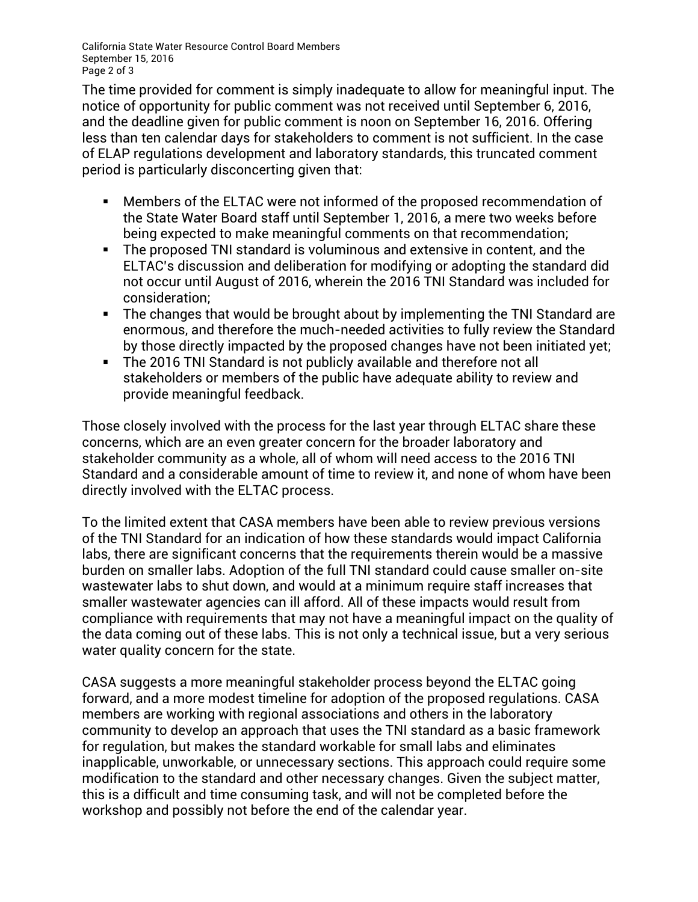The time provided for comment is simply inadequate to allow for meaningful input. The notice of opportunity for public comment was not received until September 6, 2016, and the deadline given for public comment is noon on September 16, 2016. Offering less than ten calendar days for stakeholders to comment is not sufficient. In the case of ELAP regulations development and laboratory standards, this truncated comment period is particularly disconcerting given that:

- Members of the ELTAC were not informed of the proposed recommendation of the State Water Board staff until September 1, 2016, a mere two weeks before being expected to make meaningful comments on that recommendation;
- The proposed TNI standard is voluminous and extensive in content, and the ELTAC's discussion and deliberation for modifying or adopting the standard did not occur until August of 2016, wherein the 2016 TNI Standard was included for consideration;
- The changes that would be brought about by implementing the TNI Standard are enormous, and therefore the much-needed activities to fully review the Standard by those directly impacted by the proposed changes have not been initiated yet;
- The 2016 TNI Standard is not publicly available and therefore not all stakeholders or members of the public have adequate ability to review and provide meaningful feedback.

Those closely involved with the process for the last year through ELTAC share these concerns, which are an even greater concern for the broader laboratory and stakeholder community as a whole, all of whom will need access to the 2016 TNI Standard and a considerable amount of time to review it, and none of whom have been directly involved with the ELTAC process.

To the limited extent that CASA members have been able to review previous versions of the TNI Standard for an indication of how these standards would impact California labs, there are significant concerns that the requirements therein would be a massive burden on smaller labs. Adoption of the full TNI standard could cause smaller on-site wastewater labs to shut down, and would at a minimum require staff increases that smaller wastewater agencies can ill afford. All of these impacts would result from compliance with requirements that may not have a meaningful impact on the quality of the data coming out of these labs. This is not only a technical issue, but a very serious water quality concern for the state.

CASA suggests a more meaningful stakeholder process beyond the ELTAC going forward, and a more modest timeline for adoption of the proposed regulations. CASA members are working with regional associations and others in the laboratory community to develop an approach that uses the TNI standard as a basic framework for regulation, but makes the standard workable for small labs and eliminates inapplicable, unworkable, or unnecessary sections. This approach could require some modification to the standard and other necessary changes. Given the subject matter, this is a difficult and time consuming task, and will not be completed before the workshop and possibly not before the end of the calendar year.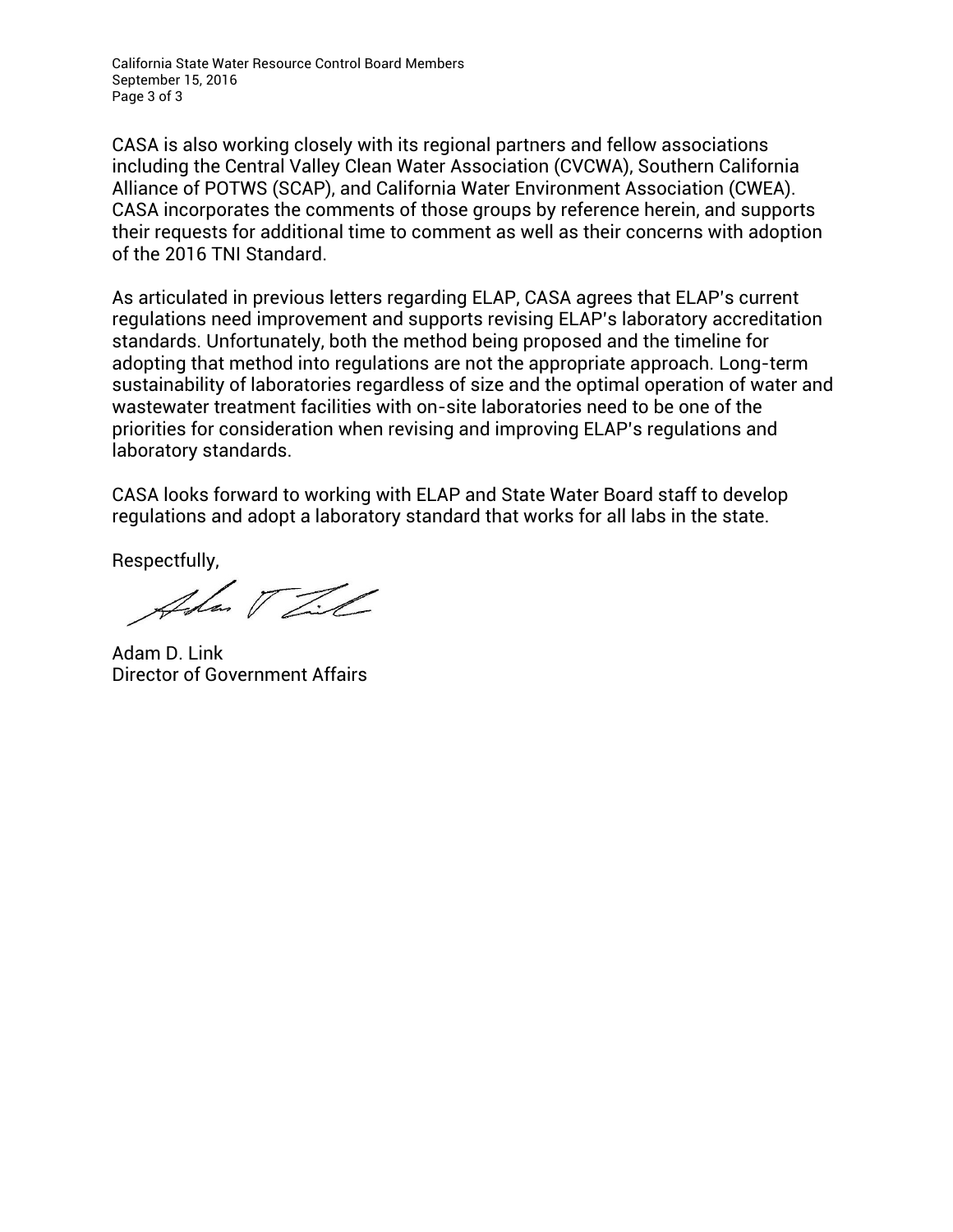CASA is also working closely with its regional partners and fellow associations including the Central Valley Clean Water Association (CVCWA), Southern California Alliance of POTWS (SCAP), and California Water Environment Association (CWEA). CASA incorporates the comments of those groups by reference herein, and supports their requests for additional time to comment as well as their concerns with adoption of the 2016 TNI Standard.

As articulated in previous letters regarding ELAP, CASA agrees that ELAP's current regulations need improvement and supports revising ELAP's laboratory accreditation standards. Unfortunately, both the method being proposed and the timeline for adopting that method into regulations are not the appropriate approach. Long-term sustainability of laboratories regardless of size and the optimal operation of water and wastewater treatment facilities with on-site laboratories need to be one of the priorities for consideration when revising and improving ELAP's regulations and laboratory standards.

CASA looks forward to working with ELAP and State Water Board staff to develop regulations and adopt a laboratory standard that works for all labs in the state.

Respectfully,

Adam D. Link
Director of Government Affairs